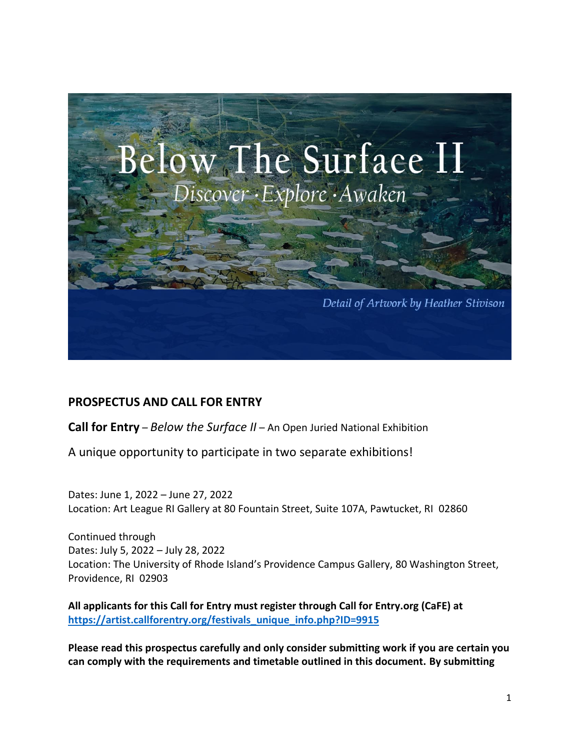# Below The Surface II

*Discover · Explore · Awaken*

*Detail of Artwork by Heather Stivison*

## PROSPECTUS AND CALL FOR ENTRY

**Call for Entry** – *Below the Surface II* – An Open Juried National Exhibition

A unique opportunity to participate in two separate exhibitions!

Dates: June 1, 2022 – June 27, 2022
Location: Art League RI Gallery at 80 Fountain Street, Suite 107A, Pawtucket, RI 02860

Continued through
Dates: July 5, 2022 – July 28, 2022
Location: The University of Rhode Island's Providence Campus Gallery, 80 Washington Street, Providence, RI 02903

**All applicants for this Call for Entry must register through Call for Entry.org (CaFE) at [https://artist.callforentry.org/festivals_unique_info.php?ID=9915](https://artist.callforentry.org/festivals_unique_info.php?ID=9915)**

**Please read this prospectus carefully and only consider submitting work if you are certain you can comply with the requirements and timetable outlined in this document. By submitting**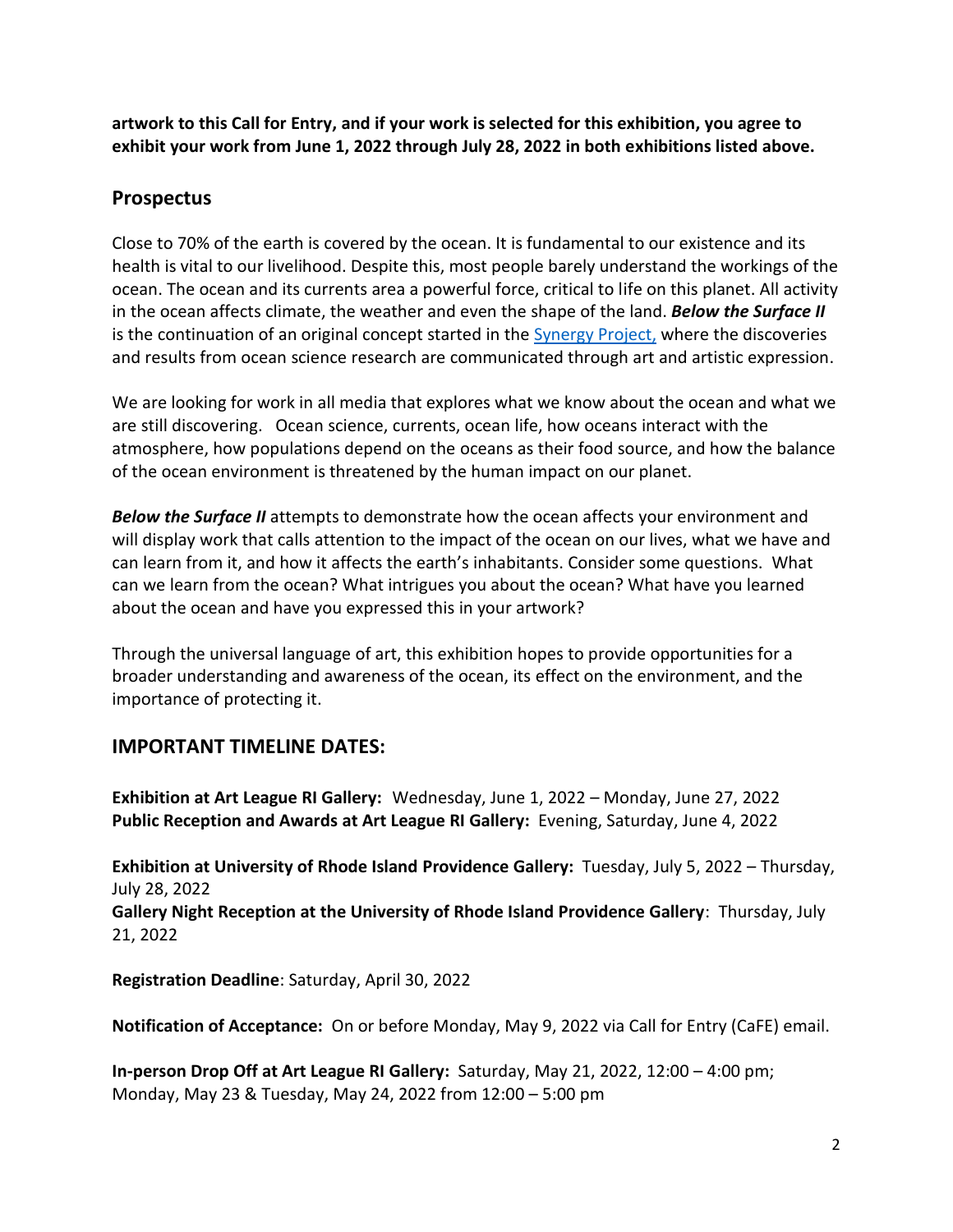**artwork to this Call for Entry, and if your work is selected for this exhibition, you agree to exhibit your work from June 1, 2022 through July 28, 2022 in both exhibitions listed above.**

## Prospectus

Close to 70% of the earth is covered by the ocean. It is fundamental to our existence and its health is vital to our livelihood. Despite this, most people barely understand the workings of the ocean. The ocean and its currents area a powerful force, critical to life on this planet. All activity in the ocean affects climate, the weather and even the shape of the land. ***Below the Surface II*** is the continuation of an original concept started in the [Synergy Project,] where the discoveries and results from ocean science research are communicated through art and artistic expression.

We are looking for work in all media that explores what we know about the ocean and what we are still discovering. Ocean science, currents, ocean life, how oceans interact with the atmosphere, how populations depend on the oceans as their food source, and how the balance of the ocean environment is threatened by the human impact on our planet.

***Below the Surface II*** attempts to demonstrate how the ocean affects your environment and will display work that calls attention to the impact of the ocean on our lives, what we have and can learn from it, and how it affects the earth's inhabitants. Consider some questions. What can we learn from the ocean? What intrigues you about the ocean? What have you learned about the ocean and have you expressed this in your artwork?

Through the universal language of art, this exhibition hopes to provide opportunities for a broader understanding and awareness of the ocean, its effect on the environment, and the importance of protecting it.

## IMPORTANT TIMELINE DATES:

**Exhibition at Art League RI Gallery:** Wednesday, June 1, 2022 – Monday, June 27, 2022
**Public Reception and Awards at Art League RI Gallery:** Evening, Saturday, June 4, 2022

**Exhibition at University of Rhode Island Providence Gallery:** Tuesday, July 5, 2022 – Thursday, July 28, 2022
**Gallery Night Reception at the University of Rhode Island Providence Gallery**: Thursday, July 21, 2022

**Registration Deadline**: Saturday, April 30, 2022

**Notification of Acceptance:** On or before Monday, May 9, 2022 via Call for Entry (CaFE) email.

**In-person Drop Off at Art League RI Gallery:** Saturday, May 21, 2022, 12:00 – 4:00 pm; Monday, May 23 & Tuesday, May 24, 2022 from 12:00 – 5:00 pm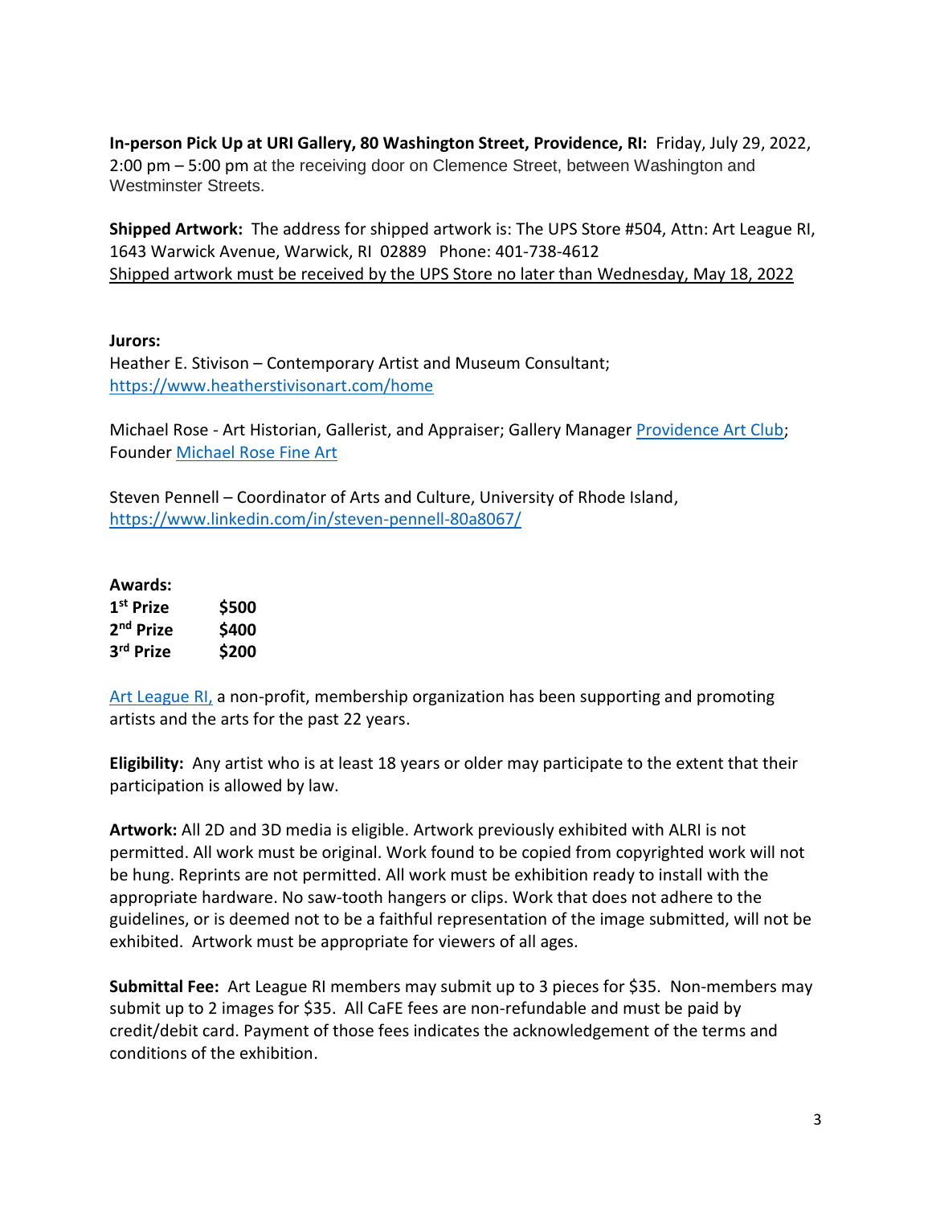**In-person Pick Up at URI Gallery, 80 Washington Street, Providence, RI:** Friday, July 29, 2022, 2:00 pm – 5:00 pm at the receiving door on Clemence Street, between Washington and Westminster Streets.

**Shipped Artwork:** The address for shipped artwork is: The UPS Store #504, Attn: Art League RI, 1643 Warwick Avenue, Warwick, RI 02889 Phone: 401-738-4612
Shipped artwork must be received by the UPS Store no later than Wednesday, May 18, 2022

**Jurors:**
Heather E. Stivison – Contemporary Artist and Museum Consultant; https://www.heatherstivisonart.com/home

Michael Rose - Art Historian, Gallerist, and Appraiser; Gallery Manager Providence Art Club; Founder Michael Rose Fine Art

Steven Pennell – Coordinator of Arts and Culture, University of Rhode Island, https://www.linkedin.com/in/steven-pennell-80a8067/

**Awards:**

| | |
|---|---|
| **1st Prize** | **$500** |
| **2nd Prize** | **$400** |
| **3rd Prize** | **$200** |

Art League RI, a non-profit, membership organization has been supporting and promoting artists and the arts for the past 22 years.

**Eligibility:** Any artist who is at least 18 years or older may participate to the extent that their participation is allowed by law.

**Artwork:** All 2D and 3D media is eligible. Artwork previously exhibited with ALRI is not permitted. All work must be original. Work found to be copied from copyrighted work will not be hung. Reprints are not permitted. All work must be exhibition ready to install with the appropriate hardware. No saw-tooth hangers or clips. Work that does not adhere to the guidelines, or is deemed not to be a faithful representation of the image submitted, will not be exhibited. Artwork must be appropriate for viewers of all ages.

**Submittal Fee:** Art League RI members may submit up to 3 pieces for $35. Non-members may submit up to 2 images for $35. All CaFE fees are non-refundable and must be paid by credit/debit card. Payment of those fees indicates the acknowledgement of the terms and conditions of the exhibition.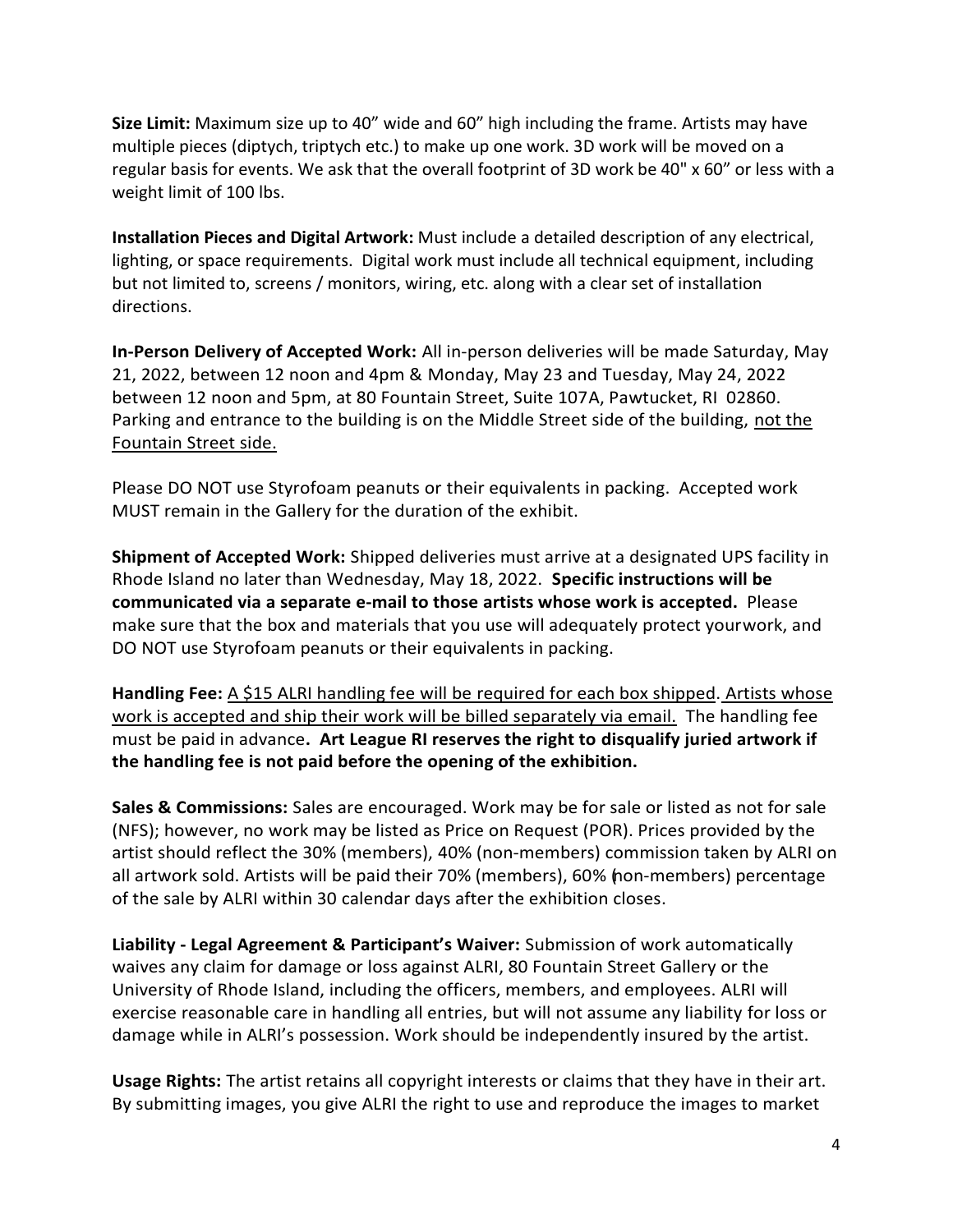**Size Limit:** Maximum size up to 40" wide and 60" high including the frame. Artists may have multiple pieces (diptych, triptych etc.) to make up one work. 3D work will be moved on a regular basis for events. We ask that the overall footprint of 3D work be 40" x 60" or less with a weight limit of 100 lbs.

**Installation Pieces and Digital Artwork:** Must include a detailed description of any electrical, lighting, or space requirements. Digital work must include all technical equipment, including but not limited to, screens / monitors, wiring, etc. along with a clear set of installation directions.

**In-Person Delivery of Accepted Work:** All in-person deliveries will be made Saturday, May 21, 2022, between 12 noon and 4pm & Monday, May 23 and Tuesday, May 24, 2022 between 12 noon and 5pm, at 80 Fountain Street, Suite 107A, Pawtucket, RI 02860. Parking and entrance to the building is on the Middle Street side of the building, <u>not the Fountain Street side.</u>

Please DO NOT use Styrofoam peanuts or their equivalents in packing. Accepted work MUST remain in the Gallery for the duration of the exhibit.

**Shipment of Accepted Work:** Shipped deliveries must arrive at a designated UPS facility in Rhode Island no later than Wednesday, May 18, 2022. **Specific instructions will be communicated via a separate e-mail to those artists whose work is accepted.** Please make sure that the box and materials that you use will adequately protect yourwork, and DO NOT use Styrofoam peanuts or their equivalents in packing.

**Handling Fee:** <u>A $15 ALRI handling fee will be required for each box shipped</u>. <u>Artists whose work is accepted and ship their work will be billed separately via email.</u> The handling fee must be paid in advance**. Art League RI reserves the right to disqualify juried artwork if the handling fee is not paid before the opening of the exhibition.**

**Sales & Commissions:** Sales are encouraged. Work may be for sale or listed as not for sale (NFS); however, no work may be listed as Price on Request (POR). Prices provided by the artist should reflect the 30% (members), 40% (non-members) commission taken by ALRI on all artwork sold. Artists will be paid their 70% (members), 60% (non-members) percentage of the sale by ALRI within 30 calendar days after the exhibition closes.

**Liability - Legal Agreement & Participant's Waiver:** Submission of work automatically waives any claim for damage or loss against ALRI, 80 Fountain Street Gallery or the University of Rhode Island, including the officers, members, and employees. ALRI will exercise reasonable care in handling all entries, but will not assume any liability for loss or damage while in ALRI's possession. Work should be independently insured by the artist.

**Usage Rights:** The artist retains all copyright interests or claims that they have in their art. By submitting images, you give ALRI the right to use and reproduce the images to market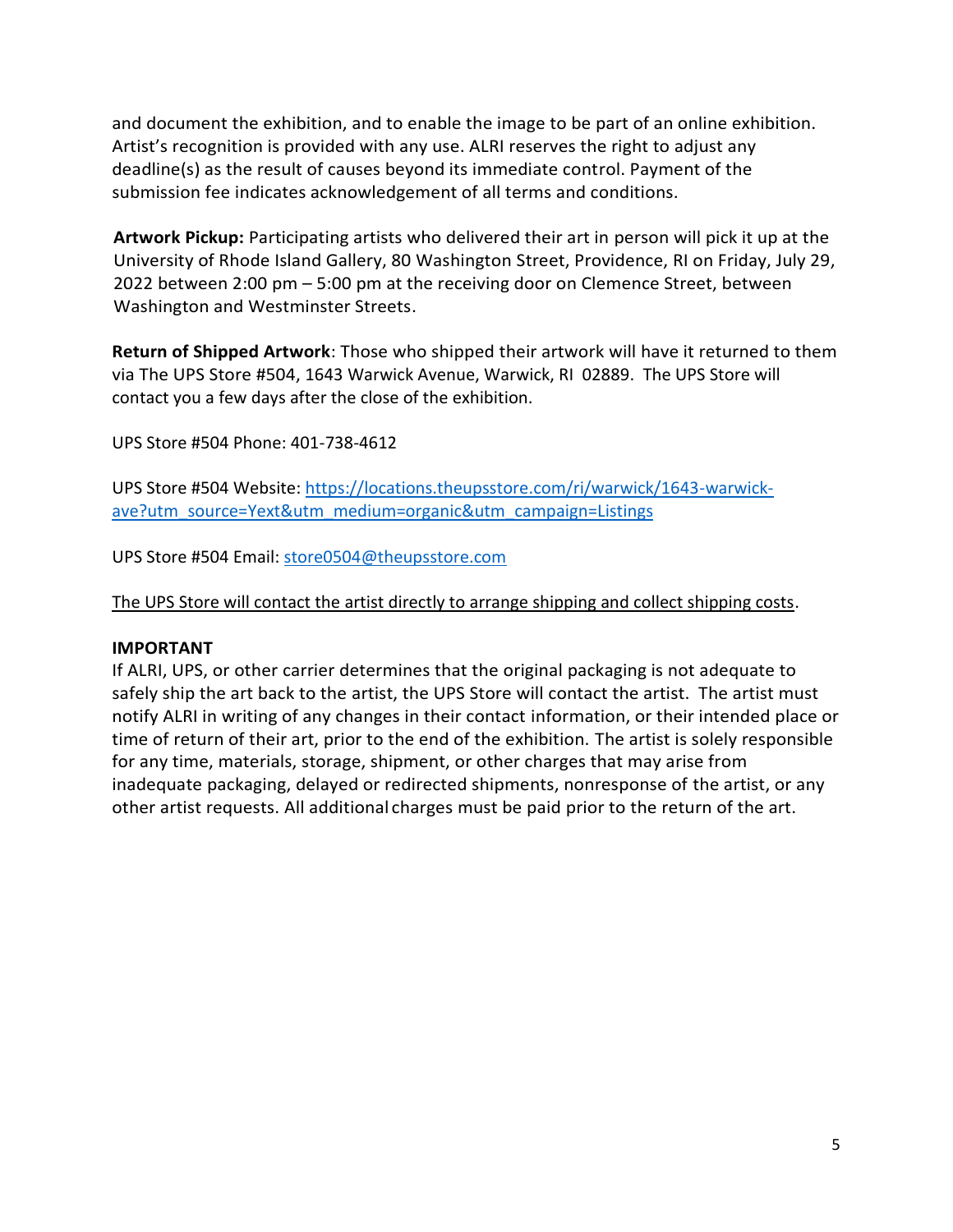and document the exhibition, and to enable the image to be part of an online exhibition. Artist's recognition is provided with any use. ALRI reserves the right to adjust any deadline(s) as the result of causes beyond its immediate control. Payment of the submission fee indicates acknowledgement of all terms and conditions.

**Artwork Pickup:** Participating artists who delivered their art in person will pick it up at the University of Rhode Island Gallery, 80 Washington Street, Providence, RI on Friday, July 29, 2022 between 2:00 pm – 5:00 pm at the receiving door on Clemence Street, between Washington and Westminster Streets.

**Return of Shipped Artwork**: Those who shipped their artwork will have it returned to them via The UPS Store #504, 1643 Warwick Avenue, Warwick, RI 02889. The UPS Store will contact you a few days after the close of the exhibition.

UPS Store #504 Phone: 401-738-4612

UPS Store #504 Website: [https://locations.theupsstore.com/ri/warwick/1643-warwick-ave?utm_source=Yext&utm_medium=organic&utm_campaign=Listings](https://locations.theupsstore.com/ri/warwick/1643-warwick-ave?utm_source=Yext&utm_medium=organic&utm_campaign=Listings)

UPS Store #504 Email: [store0504@theupsstore.com](mailto:store0504@theupsstore.com)

<u>The UPS Store will contact the artist directly to arrange shipping and collect shipping costs</u>.

**IMPORTANT**

If ALRI, UPS, or other carrier determines that the original packaging is not adequate to safely ship the art back to the artist, the UPS Store will contact the artist. The artist must notify ALRI in writing of any changes in their contact information, or their intended place or time of return of their art, prior to the end of the exhibition. The artist is solely responsible for any time, materials, storage, shipment, or other charges that may arise from inadequate packaging, delayed or redirected shipments, nonresponse of the artist, or any other artist requests. All additional charges must be paid prior to the return of the art.